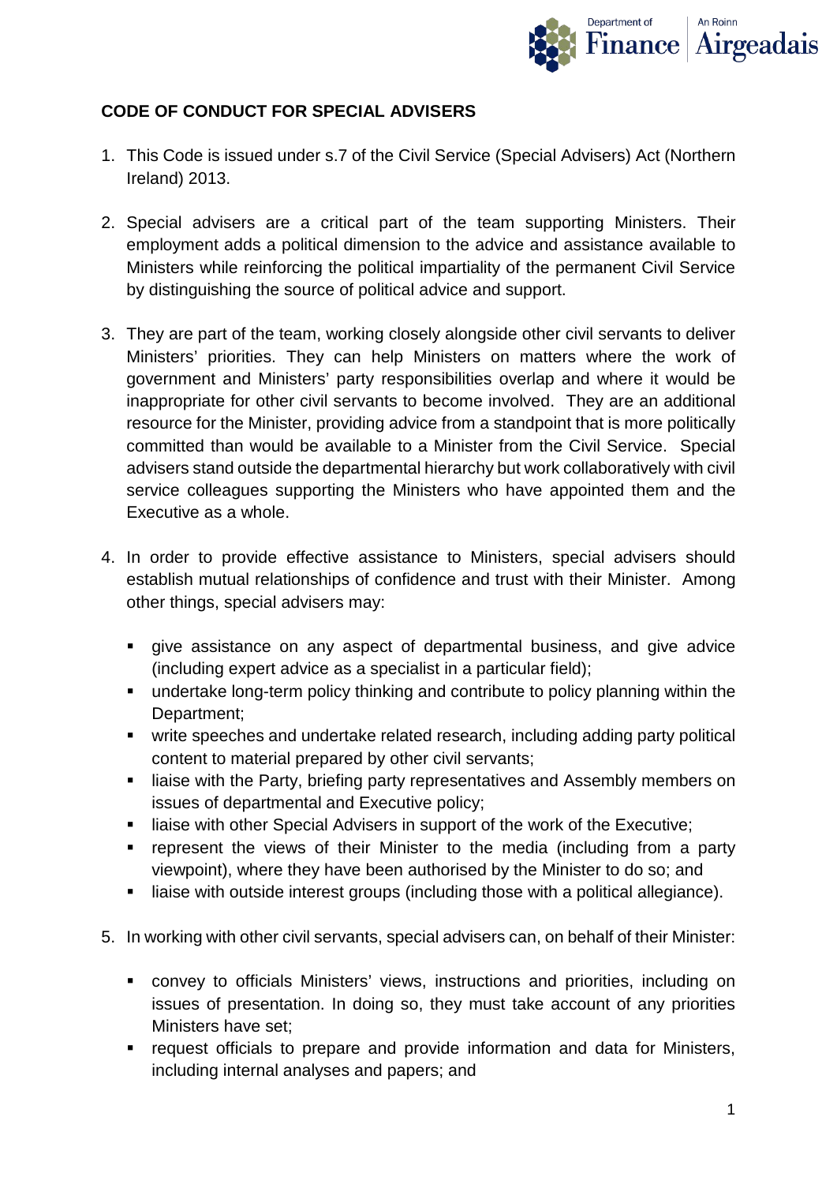## CODE OF CONDUCT FOR SPECIAL ADVISERS

1. This Code is issued under s.7 of the Civil Service (Special Advisers) Act (Northern Ireland) 2013.

2. Special advisers are a critical part of the team supporting Ministers. Their employment adds a political dimension to the advice and assistance available to Ministers while reinforcing the political impartiality of the permanent Civil Service by distinguishing the source of political advice and support.

3. They are part of the team, working closely alongside other civil servants to deliver Ministers' priorities. They can help Ministers on matters where the work of government and Ministers' party responsibilities overlap and where it would be inappropriate for other civil servants to become involved. They are an additional resource for the Minister, providing advice from a standpoint that is more politically committed than would be available to a Minister from the Civil Service. Special advisers stand outside the departmental hierarchy but work collaboratively with civil service colleagues supporting the Ministers who have appointed them and the Executive as a whole.

4. In order to provide effective assistance to Ministers, special advisers should establish mutual relationships of confidence and trust with their Minister. Among other things, special advisers may:

   - give assistance on any aspect of departmental business, and give advice (including expert advice as a specialist in a particular field);
   - undertake long-term policy thinking and contribute to policy planning within the Department;
   - write speeches and undertake related research, including adding party political content to material prepared by other civil servants;
   - liaise with the Party, briefing party representatives and Assembly members on issues of departmental and Executive policy;
   - liaise with other Special Advisers in support of the work of the Executive;
   - represent the views of their Minister to the media (including from a party viewpoint), where they have been authorised by the Minister to do so; and
   - liaise with outside interest groups (including those with a political allegiance).

5. In working with other civil servants, special advisers can, on behalf of their Minister:

   - convey to officials Ministers' views, instructions and priorities, including on issues of presentation. In doing so, they must take account of any priorities Ministers have set;
   - request officials to prepare and provide information and data for Ministers, including internal analyses and papers; and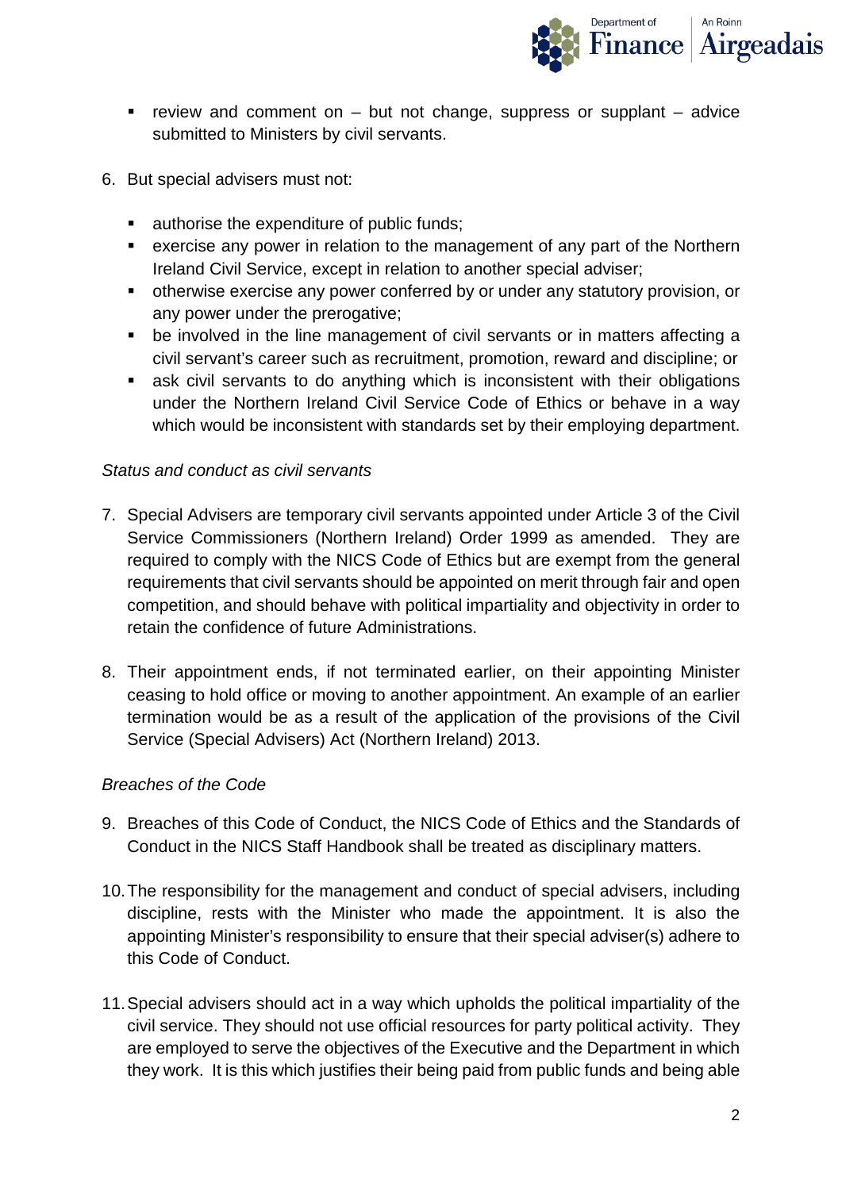- review and comment on – but not change, suppress or supplant – advice submitted to Ministers by civil servants.

6. But special advisers must not:

   - authorise the expenditure of public funds;
   - exercise any power in relation to the management of any part of the Northern Ireland Civil Service, except in relation to another special adviser;
   - otherwise exercise any power conferred by or under any statutory provision, or any power under the prerogative;
   - be involved in the line management of civil servants or in matters affecting a civil servant's career such as recruitment, promotion, reward and discipline; or
   - ask civil servants to do anything which is inconsistent with their obligations under the Northern Ireland Civil Service Code of Ethics or behave in a way which would be inconsistent with standards set by their employing department.

*Status and conduct as civil servants*

7. Special Advisers are temporary civil servants appointed under Article 3 of the Civil Service Commissioners (Northern Ireland) Order 1999 as amended. They are required to comply with the NICS Code of Ethics but are exempt from the general requirements that civil servants should be appointed on merit through fair and open competition, and should behave with political impartiality and objectivity in order to retain the confidence of future Administrations.

8. Their appointment ends, if not terminated earlier, on their appointing Minister ceasing to hold office or moving to another appointment. An example of an earlier termination would be as a result of the application of the provisions of the Civil Service (Special Advisers) Act (Northern Ireland) 2013.

*Breaches of the Code*

9. Breaches of this Code of Conduct, the NICS Code of Ethics and the Standards of Conduct in the NICS Staff Handbook shall be treated as disciplinary matters.

10. The responsibility for the management and conduct of special advisers, including discipline, rests with the Minister who made the appointment. It is also the appointing Minister's responsibility to ensure that their special adviser(s) adhere to this Code of Conduct.

11. Special advisers should act in a way which upholds the political impartiality of the civil service. They should not use official resources for party political activity. They are employed to serve the objectives of the Executive and the Department in which they work. It is this which justifies their being paid from public funds and being able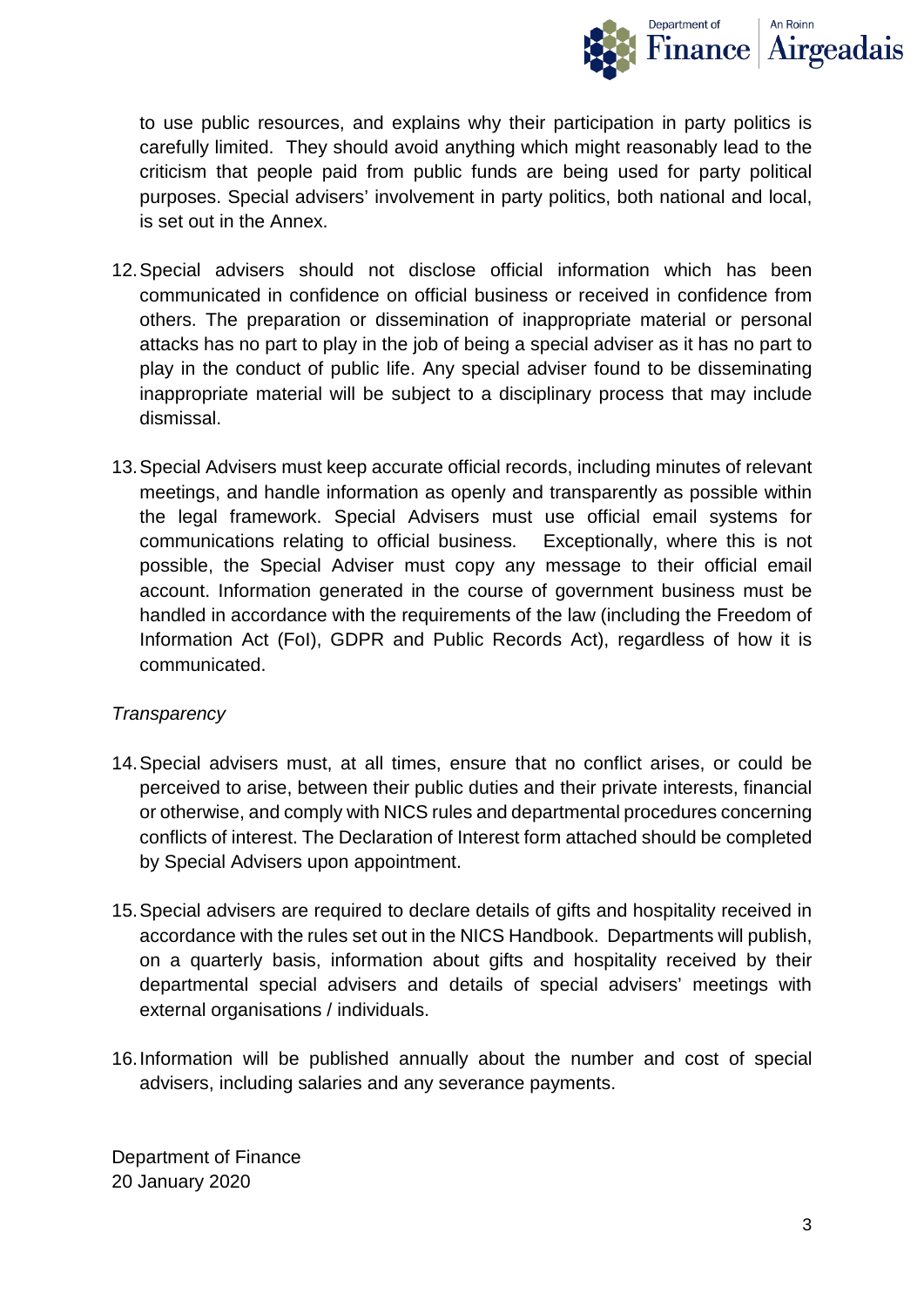to use public resources, and explains why their participation in party politics is carefully limited. They should avoid anything which might reasonably lead to the criticism that people paid from public funds are being used for party political purposes. Special advisers' involvement in party politics, both national and local, is set out in the Annex.

12. Special advisers should not disclose official information which has been communicated in confidence on official business or received in confidence from others. The preparation or dissemination of inappropriate material or personal attacks has no part to play in the job of being a special adviser as it has no part to play in the conduct of public life. Any special adviser found to be disseminating inappropriate material will be subject to a disciplinary process that may include dismissal.

13. Special Advisers must keep accurate official records, including minutes of relevant meetings, and handle information as openly and transparently as possible within the legal framework. Special Advisers must use official email systems for communications relating to official business. Exceptionally, where this is not possible, the Special Adviser must copy any message to their official email account. Information generated in the course of government business must be handled in accordance with the requirements of the law (including the Freedom of Information Act (FoI), GDPR and Public Records Act), regardless of how it is communicated.

*Transparency*

14. Special advisers must, at all times, ensure that no conflict arises, or could be perceived to arise, between their public duties and their private interests, financial or otherwise, and comply with NICS rules and departmental procedures concerning conflicts of interest. The Declaration of Interest form attached should be completed by Special Advisers upon appointment.

15. Special advisers are required to declare details of gifts and hospitality received in accordance with the rules set out in the NICS Handbook. Departments will publish, on a quarterly basis, information about gifts and hospitality received by their departmental special advisers and details of special advisers' meetings with external organisations / individuals.

16. Information will be published annually about the number and cost of special advisers, including salaries and any severance payments.

Department of Finance
20 January 2020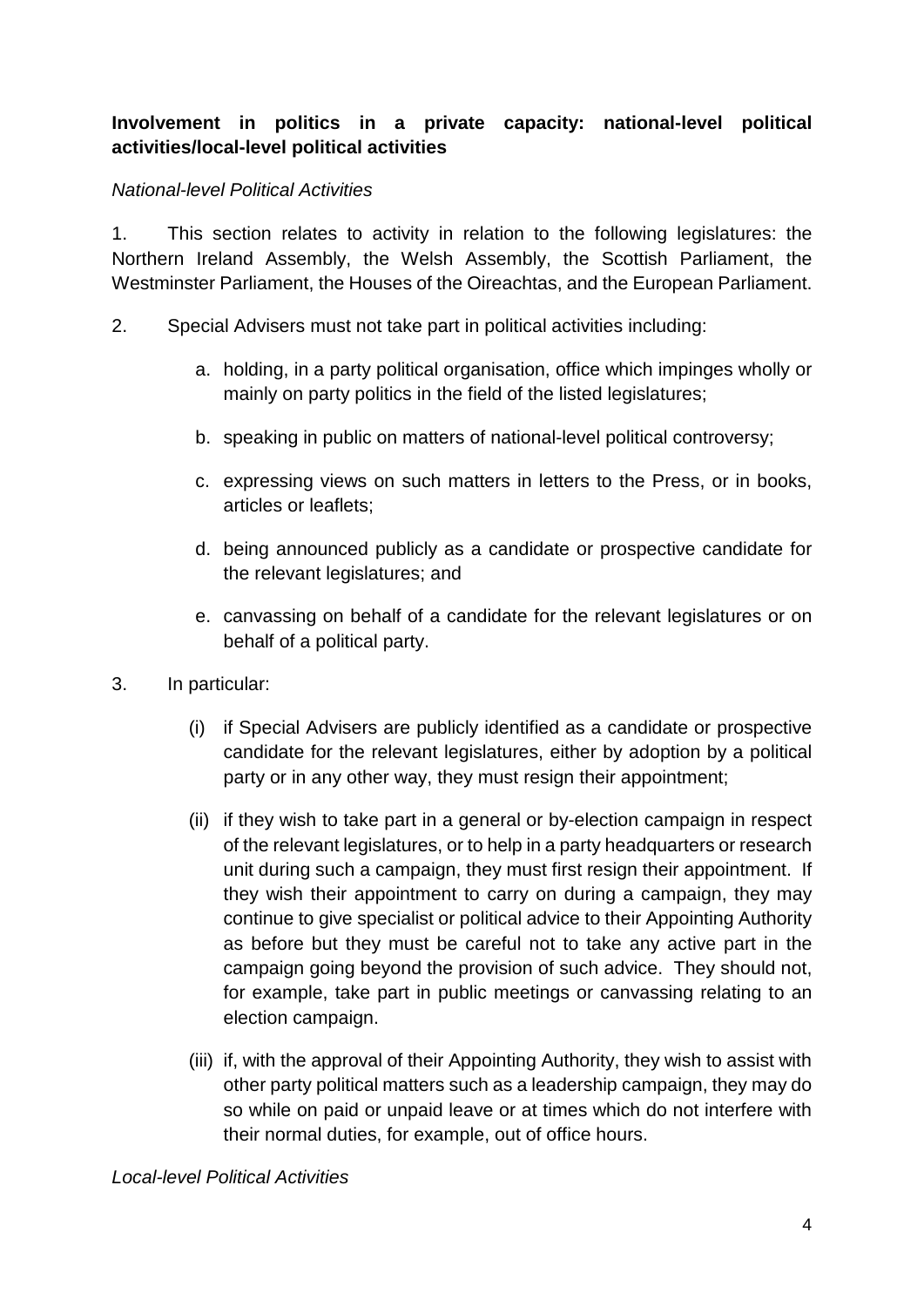**Involvement in politics in a private capacity: national-level political activities/local-level political activities**

*National-level Political Activities*

1. This section relates to activity in relation to the following legislatures: the Northern Ireland Assembly, the Welsh Assembly, the Scottish Parliament, the Westminster Parliament, the Houses of the Oireachtas, and the European Parliament.

2. Special Advisers must not take part in political activities including:

    a. holding, in a party political organisation, office which impinges wholly or mainly on party politics in the field of the listed legislatures;

    b. speaking in public on matters of national-level political controversy;

    c. expressing views on such matters in letters to the Press, or in books, articles or leaflets;

    d. being announced publicly as a candidate or prospective candidate for the relevant legislatures; and

    e. canvassing on behalf of a candidate for the relevant legislatures or on behalf of a political party.

3. In particular:

    (i) if Special Advisers are publicly identified as a candidate or prospective candidate for the relevant legislatures, either by adoption by a political party or in any other way, they must resign their appointment;

    (ii) if they wish to take part in a general or by-election campaign in respect of the relevant legislatures, or to help in a party headquarters or research unit during such a campaign, they must first resign their appointment. If they wish their appointment to carry on during a campaign, they may continue to give specialist or political advice to their Appointing Authority as before but they must be careful not to take any active part in the campaign going beyond the provision of such advice. They should not, for example, take part in public meetings or canvassing relating to an election campaign.

    (iii) if, with the approval of their Appointing Authority, they wish to assist with other party political matters such as a leadership campaign, they may do so while on paid or unpaid leave or at times which do not interfere with their normal duties, for example, out of office hours.

*Local-level Political Activities*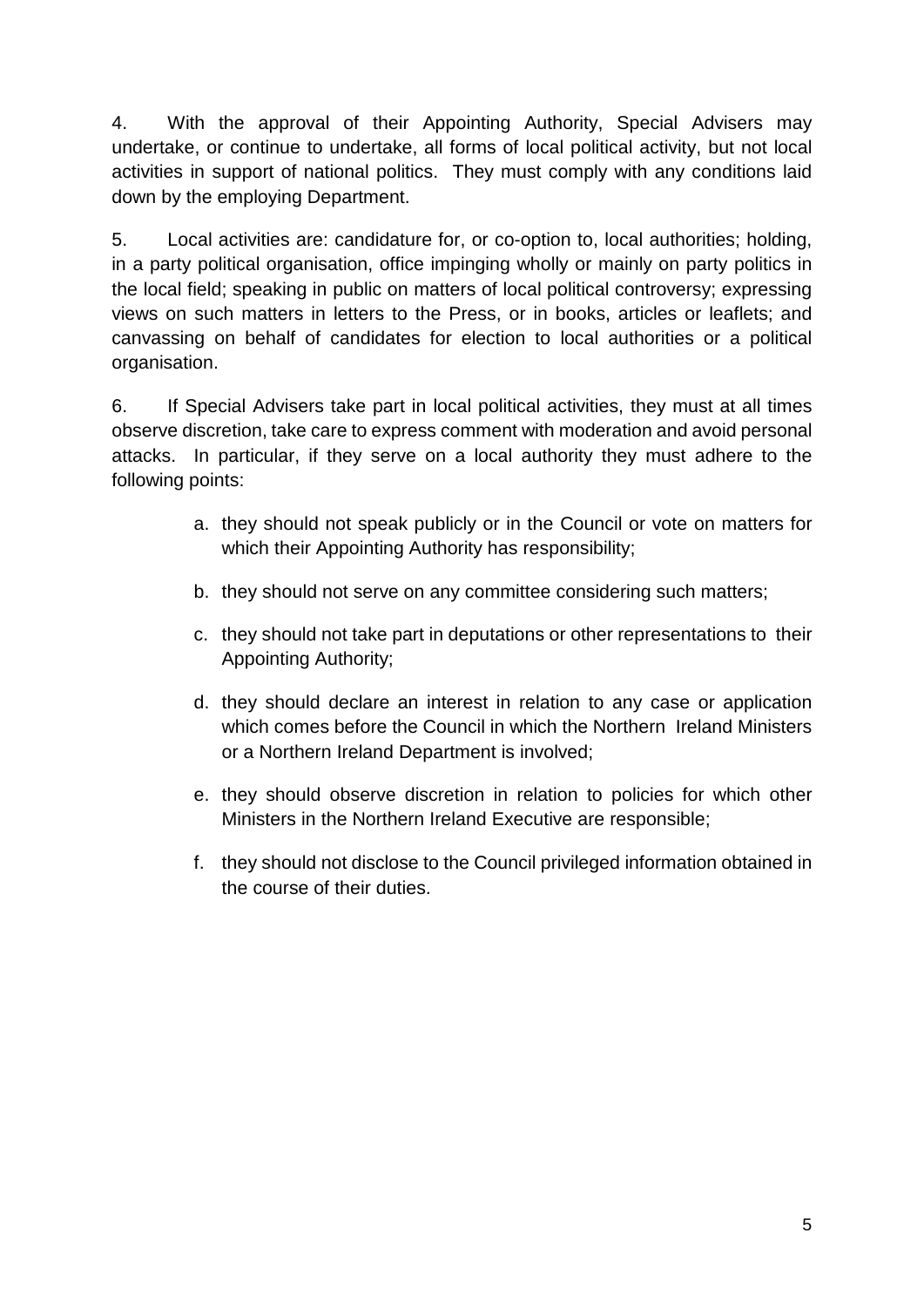4. With the approval of their Appointing Authority, Special Advisers may undertake, or continue to undertake, all forms of local political activity, but not local activities in support of national politics. They must comply with any conditions laid down by the employing Department.

5. Local activities are: candidature for, or co-option to, local authorities; holding, in a party political organisation, office impinging wholly or mainly on party politics in the local field; speaking in public on matters of local political controversy; expressing views on such matters in letters to the Press, or in books, articles or leaflets; and canvassing on behalf of candidates for election to local authorities or a political organisation.

6. If Special Advisers take part in local political activities, they must at all times observe discretion, take care to express comment with moderation and avoid personal attacks. In particular, if they serve on a local authority they must adhere to the following points:

a. they should not speak publicly or in the Council or vote on matters for which their Appointing Authority has responsibility;

b. they should not serve on any committee considering such matters;

c. they should not take part in deputations or other representations to their Appointing Authority;

d. they should declare an interest in relation to any case or application which comes before the Council in which the Northern Ireland Ministers or a Northern Ireland Department is involved;

e. they should observe discretion in relation to policies for which other Ministers in the Northern Ireland Executive are responsible;

f. they should not disclose to the Council privileged information obtained in the course of their duties.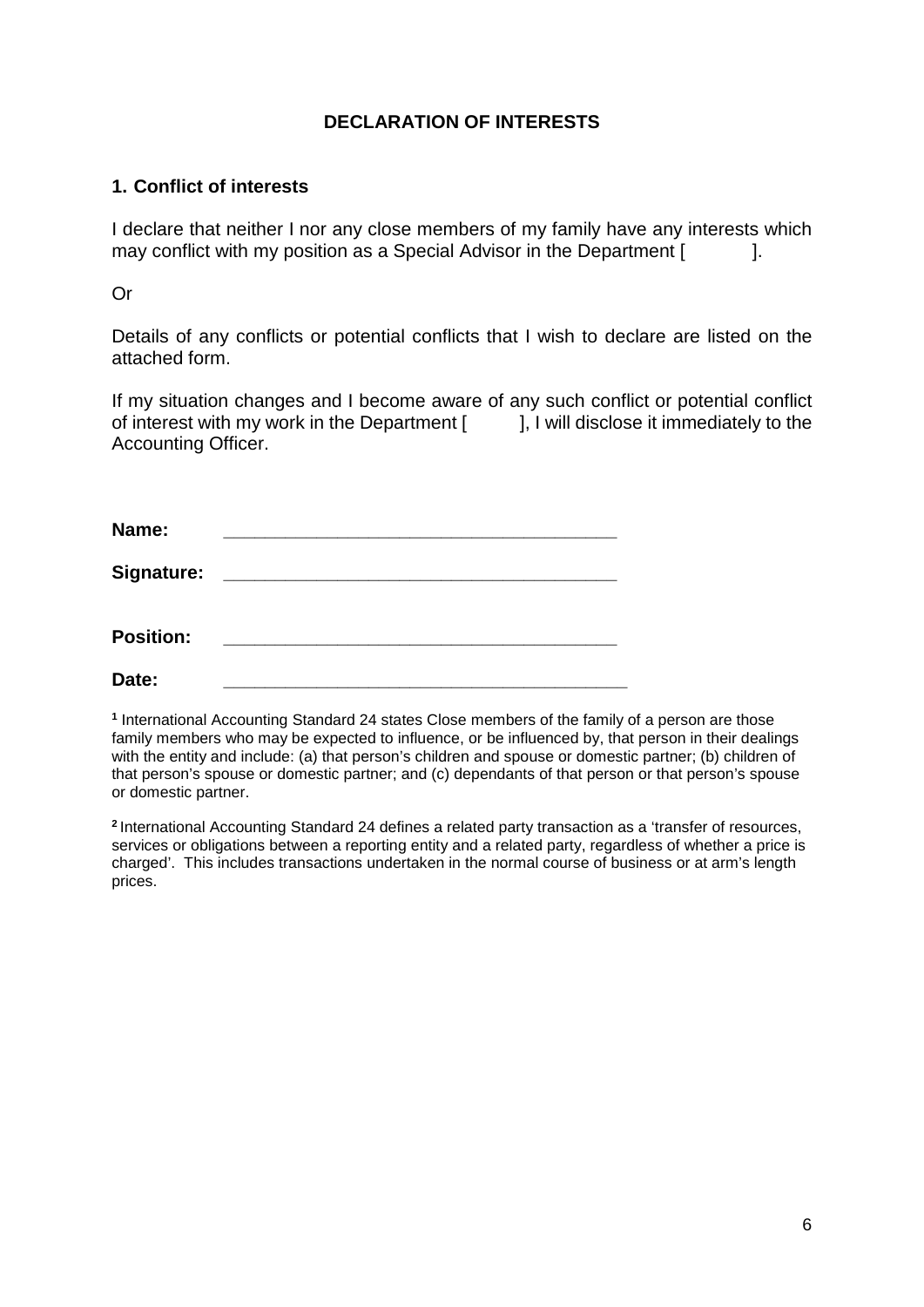# DECLARATION OF INTERESTS

## 1. Conflict of interests

I declare that neither I nor any close members of my family have any interests which may conflict with my position as a Special Advisor in the Department [ ].

Or

Details of any conflicts or potential conflicts that I wish to declare are listed on the attached form.

If my situation changes and I become aware of any such conflict or potential conflict of interest with my work in the Department [ ], I will disclose it immediately to the Accounting Officer.

**Name:** ________________________________________

**Signature:** ________________________________________

**Position:** ________________________________________

**Date:** ________________________________________

[1] International Accounting Standard 24 states Close members of the family of a person are those family members who may be expected to influence, or be influenced by, that person in their dealings with the entity and include: (a) that person's children and spouse or domestic partner; (b) children of that person's spouse or domestic partner; and (c) dependants of that person or that person's spouse or domestic partner.

[2] International Accounting Standard 24 defines a related party transaction as a 'transfer of resources, services or obligations between a reporting entity and a related party, regardless of whether a price is charged'. This includes transactions undertaken in the normal course of business or at arm's length prices.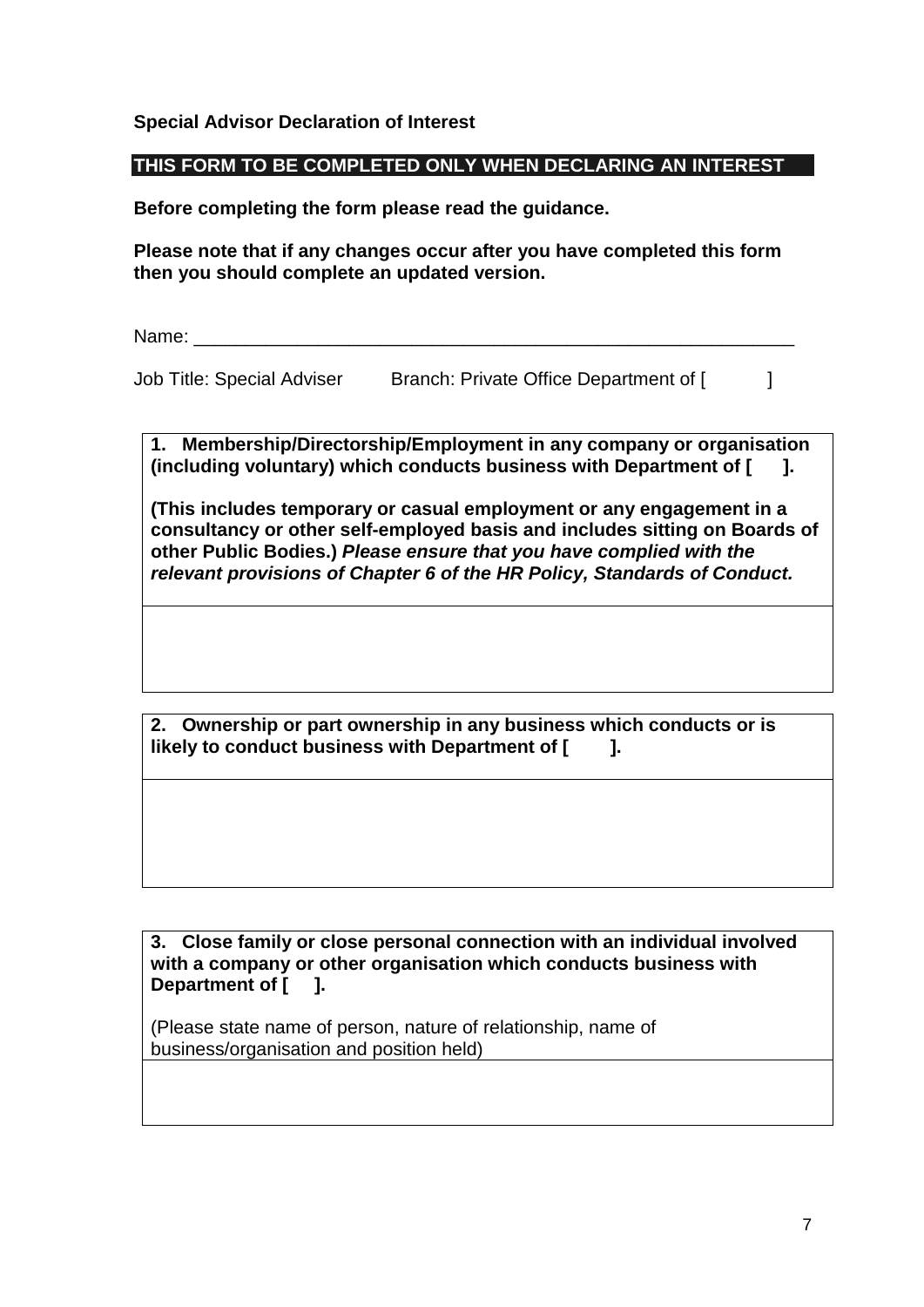**Special Advisor Declaration of Interest**

**THIS FORM TO BE COMPLETED ONLY WHEN DECLARING AN INTEREST**

**Before completing the form please read the guidance.**

**Please note that if any changes occur after you have completed this form then you should complete an updated version.**

Name: ____________________________________________________________

Job Title: Special Adviser        Branch: Private Office Department of [          ]

| **1. Membership/Directorship/Employment in any company or organisation (including voluntary) which conducts business with Department of [      ].**<br><br>**(This includes temporary or casual employment or any engagement in a consultancy or other self-employed basis and includes sitting on Boards of other Public Bodies.)** ***Please ensure that you have complied with the relevant provisions of Chapter 6 of the HR Policy, Standards of Conduct.*** |
|---|
| |

| **2. Ownership or part ownership in any business which conducts or is likely to conduct business with Department of [        ].** |
|---|
| |

| **3. Close family or close personal connection with an individual involved with a company or other organisation which conducts business with Department of [     ].**<br><br>(Please state name of person, nature of relationship, name of business/organisation and position held) |
|---|
| |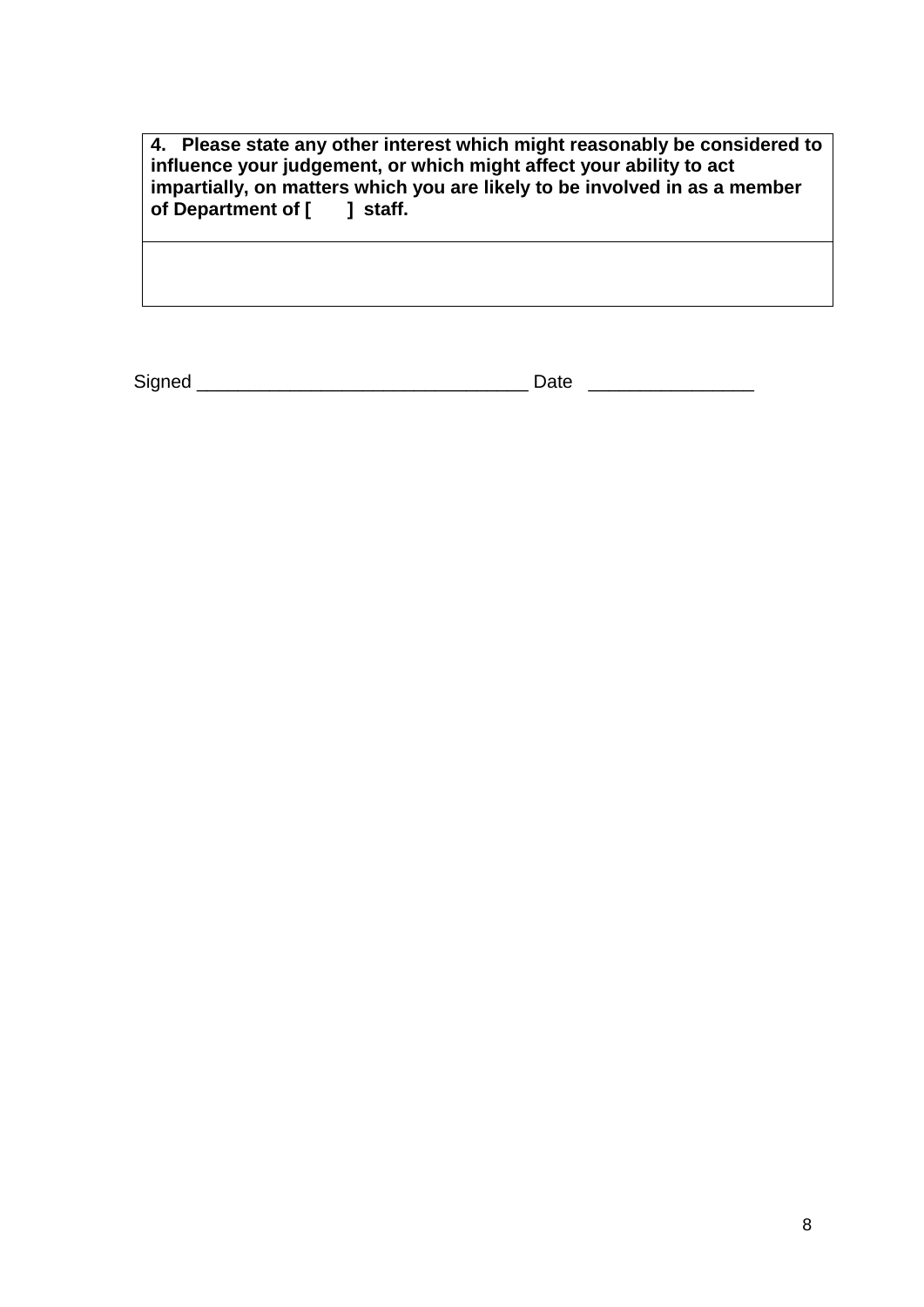| **4. Please state any other interest which might reasonably be considered to influence your judgement, or which might affect your ability to act impartially, on matters which you are likely to be involved in as a member of Department of [ ] staff.** |
| --- |
| |

Signed ________________________________ Date ________________